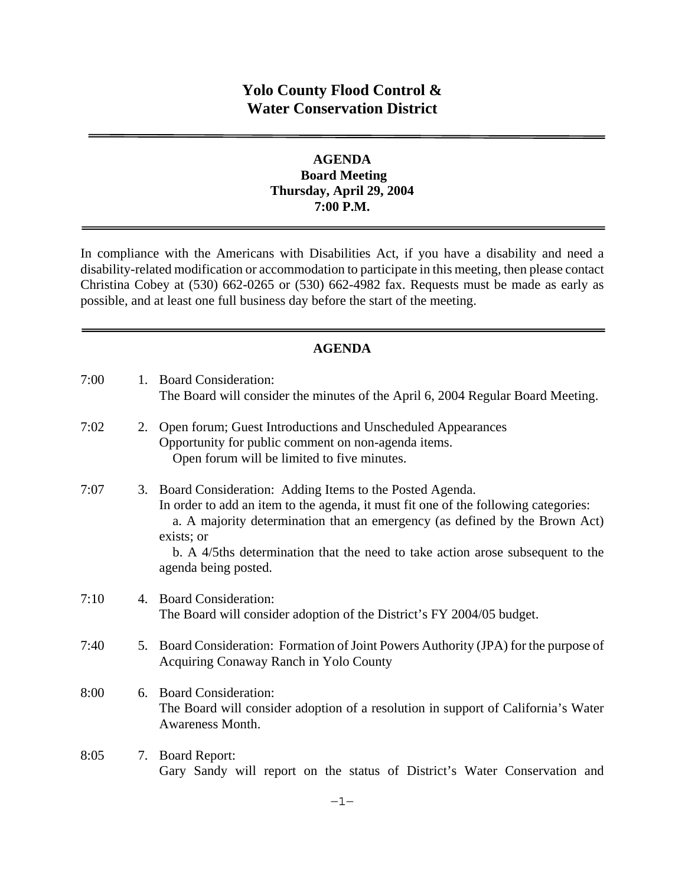# Yolo County Flood Control & Water Conservation District

---

**AGENDA**
**Board Meeting**
**Thursday, April 29, 2004**
**7:00 P.M.**

---

In compliance with the Americans with Disabilities Act, if you have a disability and need a disability-related modification or accommodation to participate in this meeting, then please contact Christina Cobey at (530) 662-0265 or (530) 662-4982 fax. Requests must be made as early as possible, and at least one full business day before the start of the meeting.

---

**AGENDA**

7:00 1. Board Consideration:
The Board will consider the minutes of the April 6, 2004 Regular Board Meeting.

7:02 2. Open forum; Guest Introductions and Unscheduled Appearances
Opportunity for public comment on non-agenda items.
Open forum will be limited to five minutes.

7:07 3. Board Consideration: Adding Items to the Posted Agenda.
In order to add an item to the agenda, it must fit one of the following categories:
a. A majority determination that an emergency (as defined by the Brown Act) exists; or
b. A 4/5ths determination that the need to take action arose subsequent to the agenda being posted.

7:10 4. Board Consideration:
The Board will consider adoption of the District's FY 2004/05 budget.

7:40 5. Board Consideration: Formation of Joint Powers Authority (JPA) for the purpose of Acquiring Conaway Ranch in Yolo County

8:00 6. Board Consideration:
The Board will consider adoption of a resolution in support of California's Water Awareness Month.

8:05 7. Board Report:
Gary Sandy will report on the status of District's Water Conservation and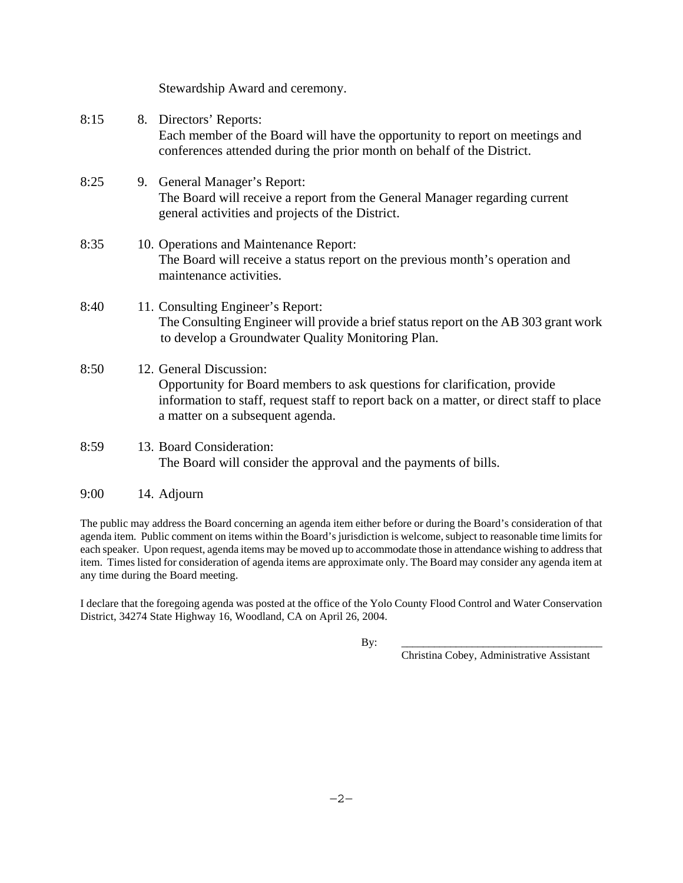Stewardship Award and ceremony.

8:15 8. Directors' Reports:
Each member of the Board will have the opportunity to report on meetings and conferences attended during the prior month on behalf of the District.

8:25 9. General Manager's Report:
The Board will receive a report from the General Manager regarding current general activities and projects of the District.

8:35 10. Operations and Maintenance Report:
The Board will receive a status report on the previous month's operation and maintenance activities.

8:40 11. Consulting Engineer's Report:
The Consulting Engineer will provide a brief status report on the AB 303 grant work to develop a Groundwater Quality Monitoring Plan.

8:50 12. General Discussion:
Opportunity for Board members to ask questions for clarification, provide information to staff, request staff to report back on a matter, or direct staff to place a matter on a subsequent agenda.

8:59 13. Board Consideration:
The Board will consider the approval and the payments of bills.

9:00 14. Adjourn

The public may address the Board concerning an agenda item either before or during the Board's consideration of that agenda item. Public comment on items within the Board's jurisdiction is welcome, subject to reasonable time limits for each speaker. Upon request, agenda items may be moved up to accommodate those in attendance wishing to address that item. Times listed for consideration of agenda items are approximate only. The Board may consider any agenda item at any time during the Board meeting.

I declare that the foregoing agenda was posted at the office of the Yolo County Flood Control and Water Conservation District, 34274 State Highway 16, Woodland, CA on April 26, 2004.

By: ___________________________________
Christina Cobey, Administrative Assistant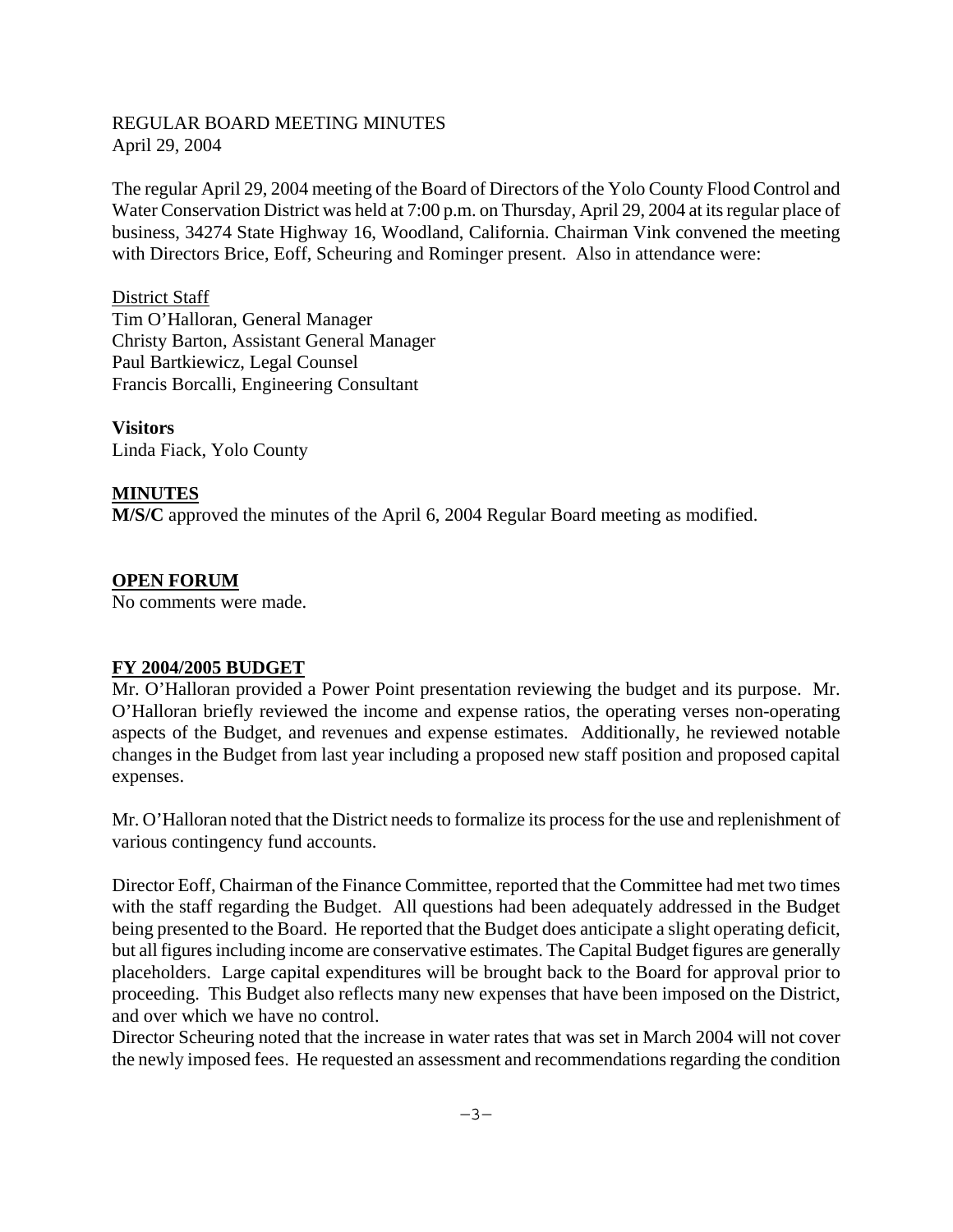REGULAR BOARD MEETING MINUTES
April 29, 2004

The regular April 29, 2004 meeting of the Board of Directors of the Yolo County Flood Control and Water Conservation District was held at 7:00 p.m. on Thursday, April 29, 2004 at its regular place of business, 34274 State Highway 16, Woodland, California. Chairman Vink convened the meeting with Directors Brice, Eoff, Scheuring and Rominger present. Also in attendance were:

District Staff
Tim O'Halloran, General Manager
Christy Barton, Assistant General Manager
Paul Bartkiewicz, Legal Counsel
Francis Borcalli, Engineering Consultant

**Visitors**
Linda Fiack, Yolo County

## MINUTES

**M/S/C** approved the minutes of the April 6, 2004 Regular Board meeting as modified.

## OPEN FORUM

No comments were made.

## FY 2004/2005 BUDGET

Mr. O'Halloran provided a Power Point presentation reviewing the budget and its purpose. Mr. O'Halloran briefly reviewed the income and expense ratios, the operating verses non-operating aspects of the Budget, and revenues and expense estimates. Additionally, he reviewed notable changes in the Budget from last year including a proposed new staff position and proposed capital expenses.

Mr. O'Halloran noted that the District needs to formalize its process for the use and replenishment of various contingency fund accounts.

Director Eoff, Chairman of the Finance Committee, reported that the Committee had met two times with the staff regarding the Budget. All questions had been adequately addressed in the Budget being presented to the Board. He reported that the Budget does anticipate a slight operating deficit, but all figures including income are conservative estimates. The Capital Budget figures are generally placeholders. Large capital expenditures will be brought back to the Board for approval prior to proceeding. This Budget also reflects many new expenses that have been imposed on the District, and over which we have no control.

Director Scheuring noted that the increase in water rates that was set in March 2004 will not cover the newly imposed fees. He requested an assessment and recommendations regarding the condition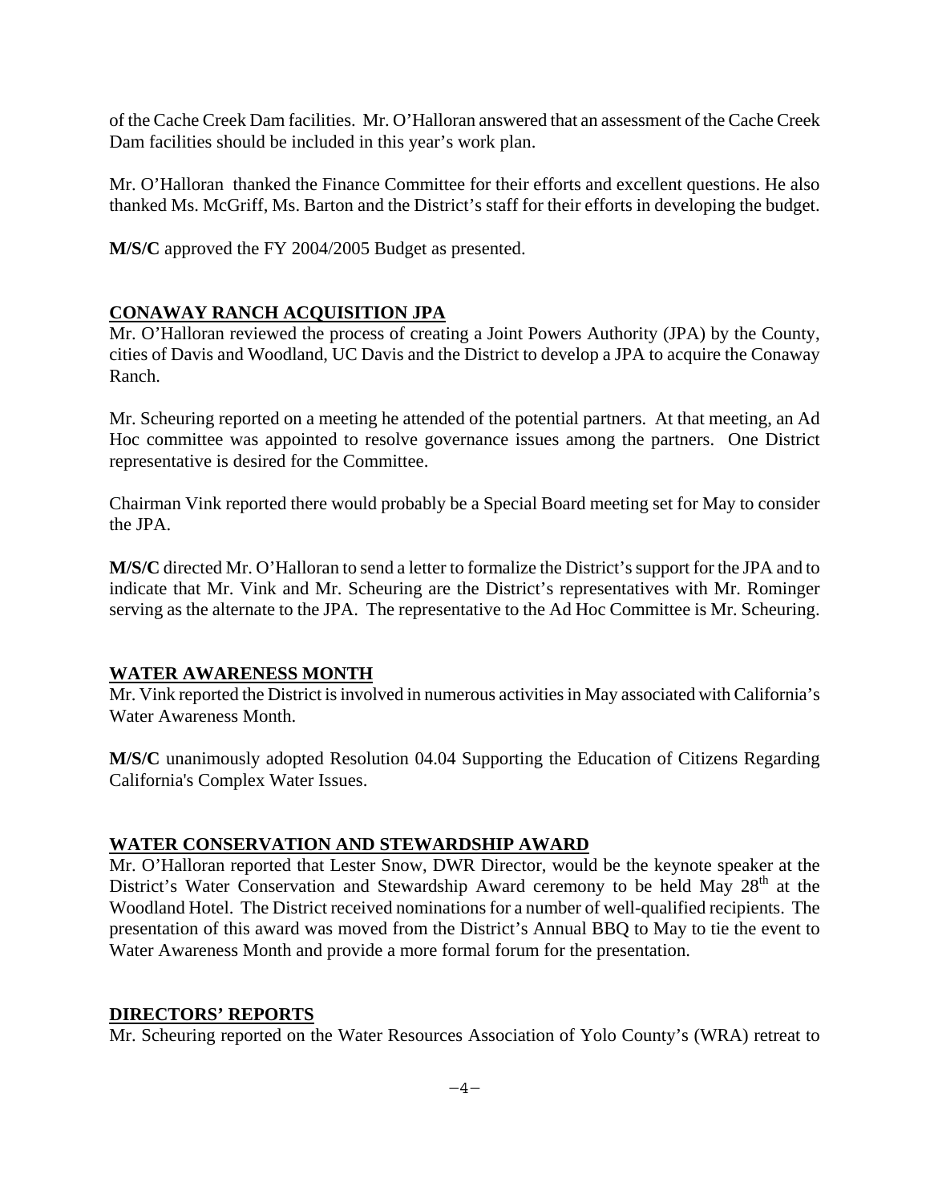of the Cache Creek Dam facilities. Mr. O'Halloran answered that an assessment of the Cache Creek Dam facilities should be included in this year's work plan.

Mr. O'Halloran thanked the Finance Committee for their efforts and excellent questions. He also thanked Ms. McGriff, Ms. Barton and the District's staff for their efforts in developing the budget.

**M/S/C** approved the FY 2004/2005 Budget as presented.

## CONAWAY RANCH ACQUISITION JPA

Mr. O'Halloran reviewed the process of creating a Joint Powers Authority (JPA) by the County, cities of Davis and Woodland, UC Davis and the District to develop a JPA to acquire the Conaway Ranch.

Mr. Scheuring reported on a meeting he attended of the potential partners. At that meeting, an Ad Hoc committee was appointed to resolve governance issues among the partners. One District representative is desired for the Committee.

Chairman Vink reported there would probably be a Special Board meeting set for May to consider the JPA.

**M/S/C** directed Mr. O'Halloran to send a letter to formalize the District's support for the JPA and to indicate that Mr. Vink and Mr. Scheuring are the District's representatives with Mr. Rominger serving as the alternate to the JPA. The representative to the Ad Hoc Committee is Mr. Scheuring.

## WATER AWARENESS MONTH

Mr. Vink reported the District is involved in numerous activities in May associated with California's Water Awareness Month.

**M/S/C** unanimously adopted Resolution 04.04 Supporting the Education of Citizens Regarding California's Complex Water Issues.

## WATER CONSERVATION AND STEWARDSHIP AWARD

Mr. O'Halloran reported that Lester Snow, DWR Director, would be the keynote speaker at the District's Water Conservation and Stewardship Award ceremony to be held May 28th at the Woodland Hotel. The District received nominations for a number of well-qualified recipients. The presentation of this award was moved from the District's Annual BBQ to May to tie the event to Water Awareness Month and provide a more formal forum for the presentation.

## DIRECTORS' REPORTS

Mr. Scheuring reported on the Water Resources Association of Yolo County's (WRA) retreat to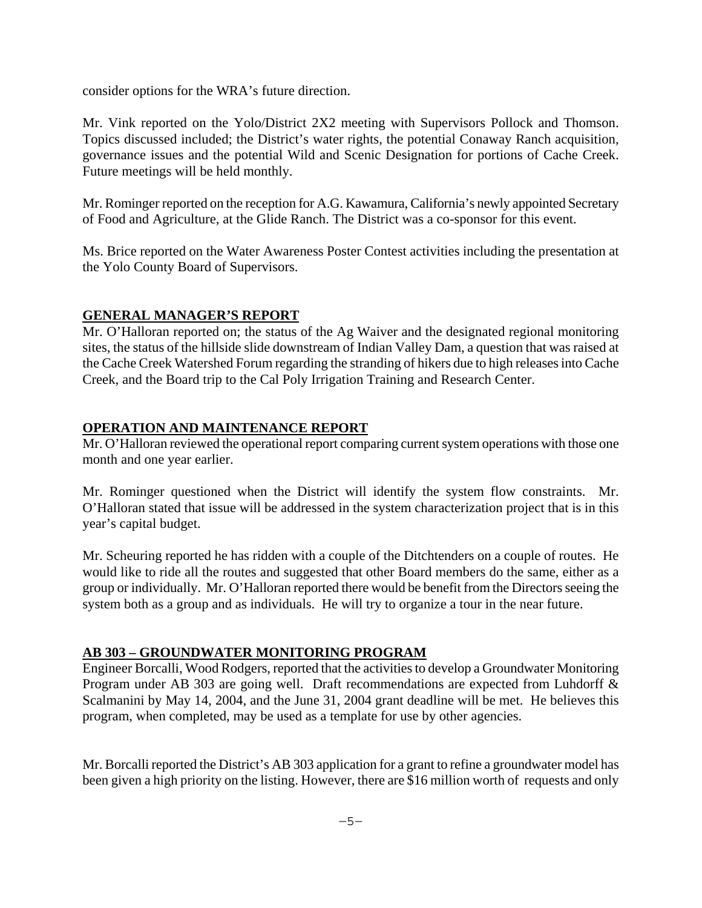consider options for the WRA's future direction.

Mr. Vink reported on the Yolo/District 2X2 meeting with Supervisors Pollock and Thomson. Topics discussed included; the District's water rights, the potential Conaway Ranch acquisition, governance issues and the potential Wild and Scenic Designation for portions of Cache Creek. Future meetings will be held monthly.

Mr. Rominger reported on the reception for A.G. Kawamura, California's newly appointed Secretary of Food and Agriculture, at the Glide Ranch. The District was a co-sponsor for this event.

Ms. Brice reported on the Water Awareness Poster Contest activities including the presentation at the Yolo County Board of Supervisors.

## GENERAL MANAGER'S REPORT

Mr. O'Halloran reported on; the status of the Ag Waiver and the designated regional monitoring sites, the status of the hillside slide downstream of Indian Valley Dam, a question that was raised at the Cache Creek Watershed Forum regarding the stranding of hikers due to high releases into Cache Creek, and the Board trip to the Cal Poly Irrigation Training and Research Center.

## OPERATION AND MAINTENANCE REPORT

Mr. O'Halloran reviewed the operational report comparing current system operations with those one month and one year earlier.

Mr. Rominger questioned when the District will identify the system flow constraints. Mr. O'Halloran stated that issue will be addressed in the system characterization project that is in this year's capital budget.

Mr. Scheuring reported he has ridden with a couple of the Ditchtenders on a couple of routes. He would like to ride all the routes and suggested that other Board members do the same, either as a group or individually. Mr. O'Halloran reported there would be benefit from the Directors seeing the system both as a group and as individuals. He will try to organize a tour in the near future.

## AB 303 – GROUNDWATER MONITORING PROGRAM

Engineer Borcalli, Wood Rodgers, reported that the activities to develop a Groundwater Monitoring Program under AB 303 are going well. Draft recommendations are expected from Luhdorff & Scalmanini by May 14, 2004, and the June 31, 2004 grant deadline will be met. He believes this program, when completed, may be used as a template for use by other agencies.

Mr. Borcalli reported the District's AB 303 application for a grant to refine a groundwater model has been given a high priority on the listing. However, there are $16 million worth of requests and only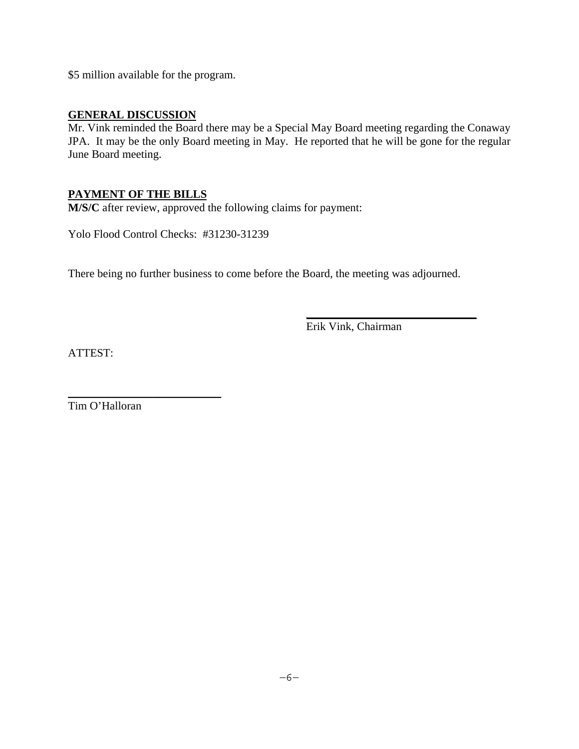$5 million available for the program.

**GENERAL DISCUSSION**

Mr. Vink reminded the Board there may be a Special May Board meeting regarding the Conaway JPA. It may be the only Board meeting in May. He reported that he will be gone for the regular June Board meeting.

**PAYMENT OF THE BILLS**

**M/S/C** after review, approved the following claims for payment:

Yolo Flood Control Checks: #31230-31239

There being no further business to come before the Board, the meeting was adjourned.

\_\_\_\_\_\_\_\_\_\_\_\_\_\_\_\_\_\_\_\_\_\_\_\_\_\_\_\_\_\_

Erik Vink, Chairman

ATTEST:

\_\_\_\_\_\_\_\_\_\_\_\_\_\_\_\_\_\_\_\_\_\_\_\_\_\_\_\_\_\_

Tim O'Halloran